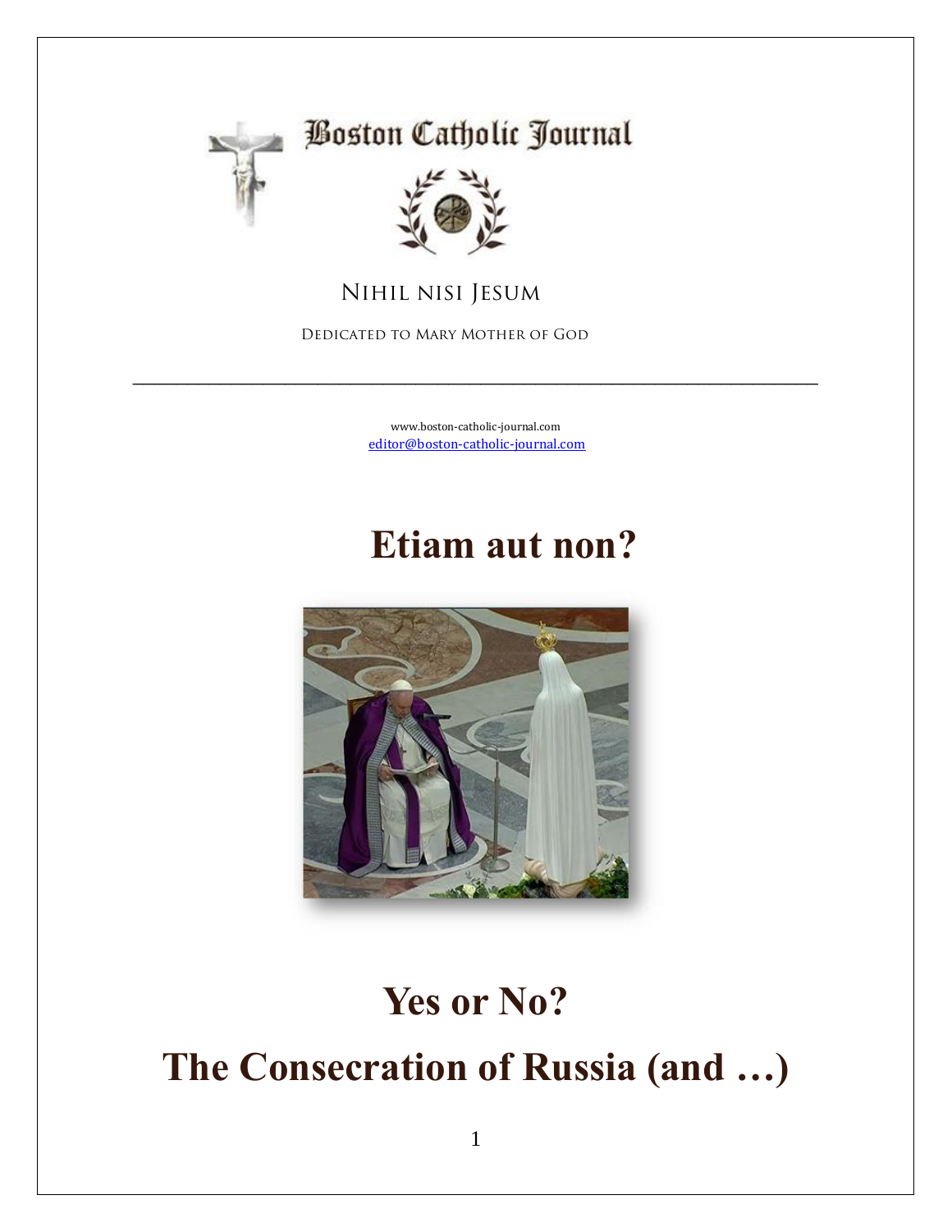# Boston Catholic Journal

NIHIL NISI JESUM

DEDICATED TO MARY MOTHER OF GOD

---

www.boston-catholic-journal.com
editor@boston-catholic-journal.com

# Etiam aut non?

# Yes or No?

# The Consecration of Russia (and …)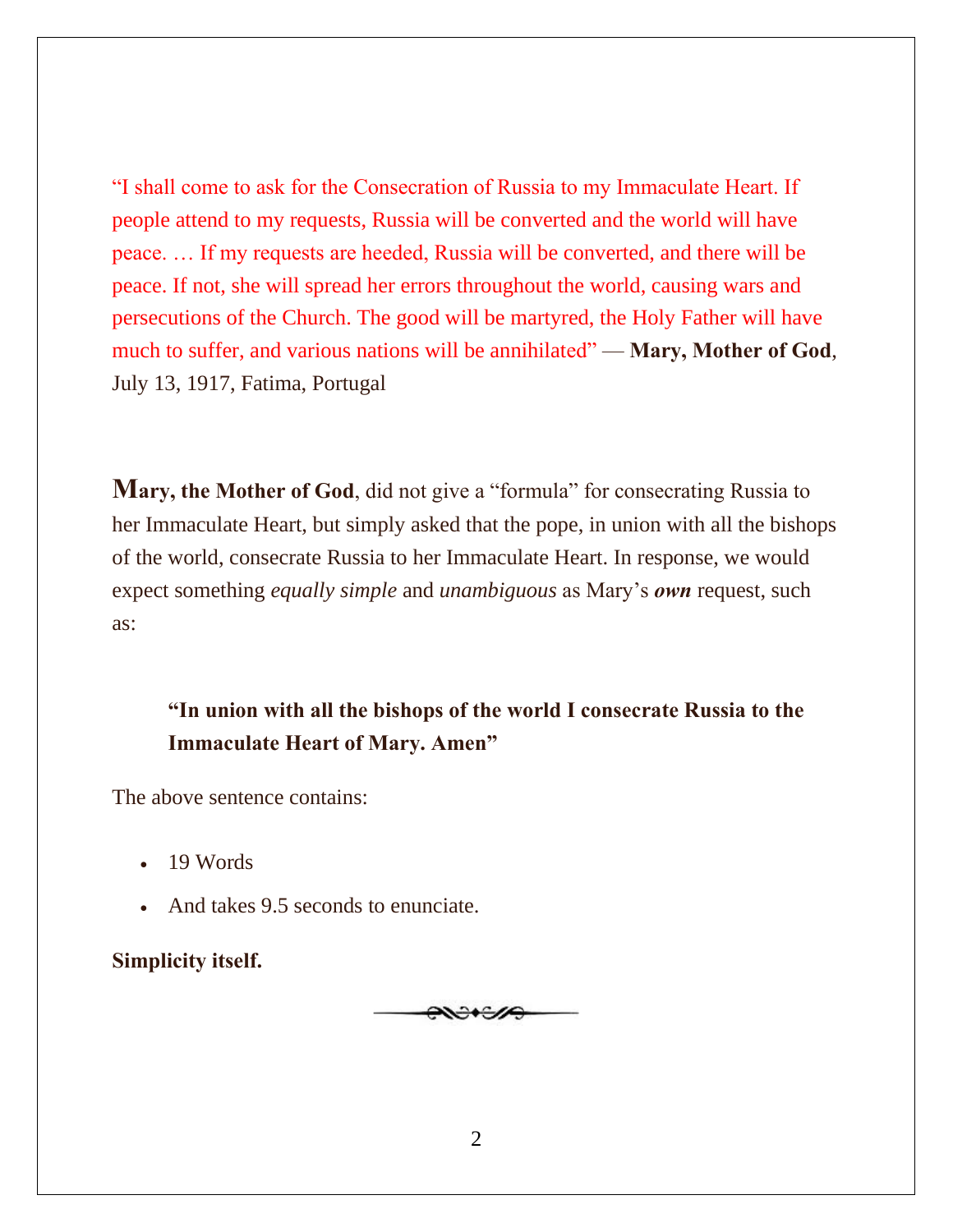“I shall come to ask for the Consecration of Russia to my Immaculate Heart. If people attend to my requests, Russia will be converted and the world will have peace. … If my requests are heeded, Russia will be converted, and there will be peace. If not, she will spread her errors throughout the world, causing wars and persecutions of the Church. The good will be martyred, the Holy Father will have much to suffer, and various nations will be annihilated” — **Mary, Mother of God**, July 13, 1917, Fatima, Portugal

**Mary, the Mother of God**, did not give a “formula” for consecrating Russia to her Immaculate Heart, but simply asked that the pope, in union with all the bishops of the world, consecrate Russia to her Immaculate Heart. In response, we would expect something *equally simple* and *unambiguous* as Mary’s ***own*** request, such as:

> **“In union with all the bishops of the world I consecrate Russia to the Immaculate Heart of Mary. Amen”**

The above sentence contains:

- 19 Words
- And takes 9.5 seconds to enunciate.

**Simplicity itself.**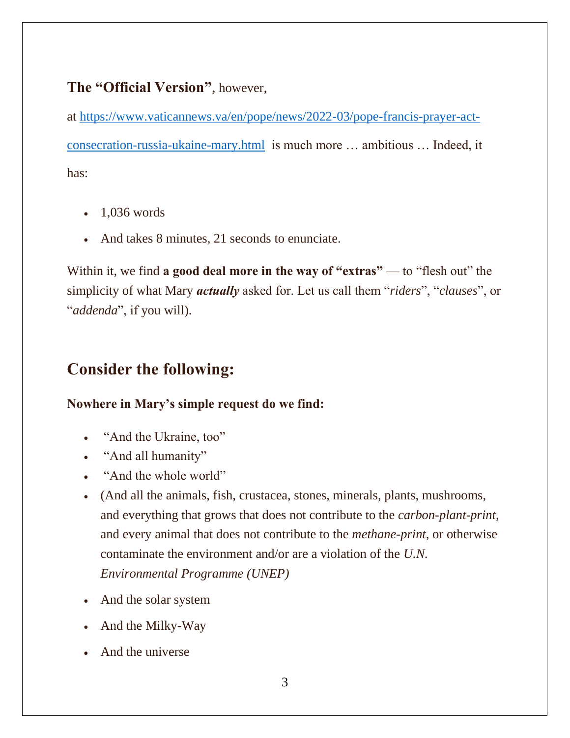**The "Official Version"**, however, at [https://www.vaticannews.va/en/pope/news/2022-03/pope-francis-prayer-act-consecration-russia-ukaine-mary.html](https://www.vaticannews.va/en/pope/news/2022-03/pope-francis-prayer-act-consecration-russia-ukaine-mary.html) is much more … ambitious … Indeed, it has:

- 1,036 words
- And takes 8 minutes, 21 seconds to enunciate.

Within it, we find **a good deal more in the way of "extras"** — to "flesh out" the simplicity of what Mary ***actually*** asked for. Let us call them "*riders*", "*clauses*", or "*addenda*", if you will).

## Consider the following:

**Nowhere in Mary's simple request do we find:**

- "And the Ukraine, too"
- "And all humanity"
- "And the whole world"
- (And all the animals, fish, crustacea, stones, minerals, plants, mushrooms, and everything that grows that does not contribute to the *carbon-plant-print*, and every animal that does not contribute to the *methane-print*, or otherwise contaminate the environment and/or are a violation of the *U.N. Environmental Programme (UNEP)*
- And the solar system
- And the Milky-Way
- And the universe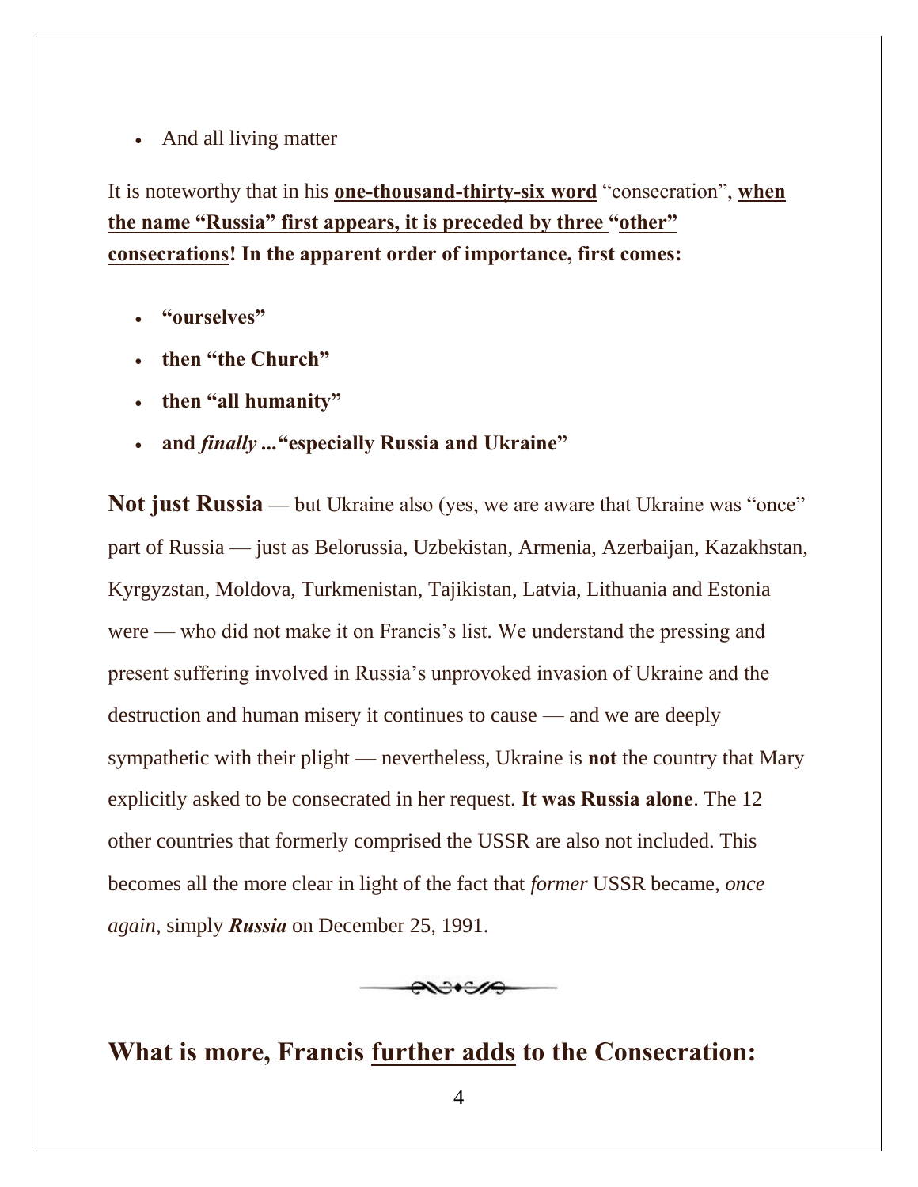- And all living matter

It is noteworthy that in his **one-thousand-thirty-six word** "consecration", **when the name "Russia" first appears, it is preceded by three "other" consecrations! In the apparent order of importance, first comes:**

- **"ourselves"**
- **then "the Church"**
- **then "all humanity"**
- **and *finally* ..."especially Russia and Ukraine"**

**Not just Russia** — but Ukraine also (yes, we are aware that Ukraine was "once" part of Russia — just as Belorussia, Uzbekistan, Armenia, Azerbaijan, Kazakhstan, Kyrgyzstan, Moldova, Turkmenistan, Tajikistan, Latvia, Lithuania and Estonia were — who did not make it on Francis's list. We understand the pressing and present suffering involved in Russia's unprovoked invasion of Ukraine and the destruction and human misery it continues to cause — and we are deeply sympathetic with their plight — nevertheless, Ukraine is **not** the country that Mary explicitly asked to be consecrated in her request. **It was Russia alone**. The 12 other countries that formerly comprised the USSR are also not included. This becomes all the more clear in light of the fact that *former* USSR became, *once again*, simply ***Russia*** on December 25, 1991.

## What is more, Francis further adds to the Consecration: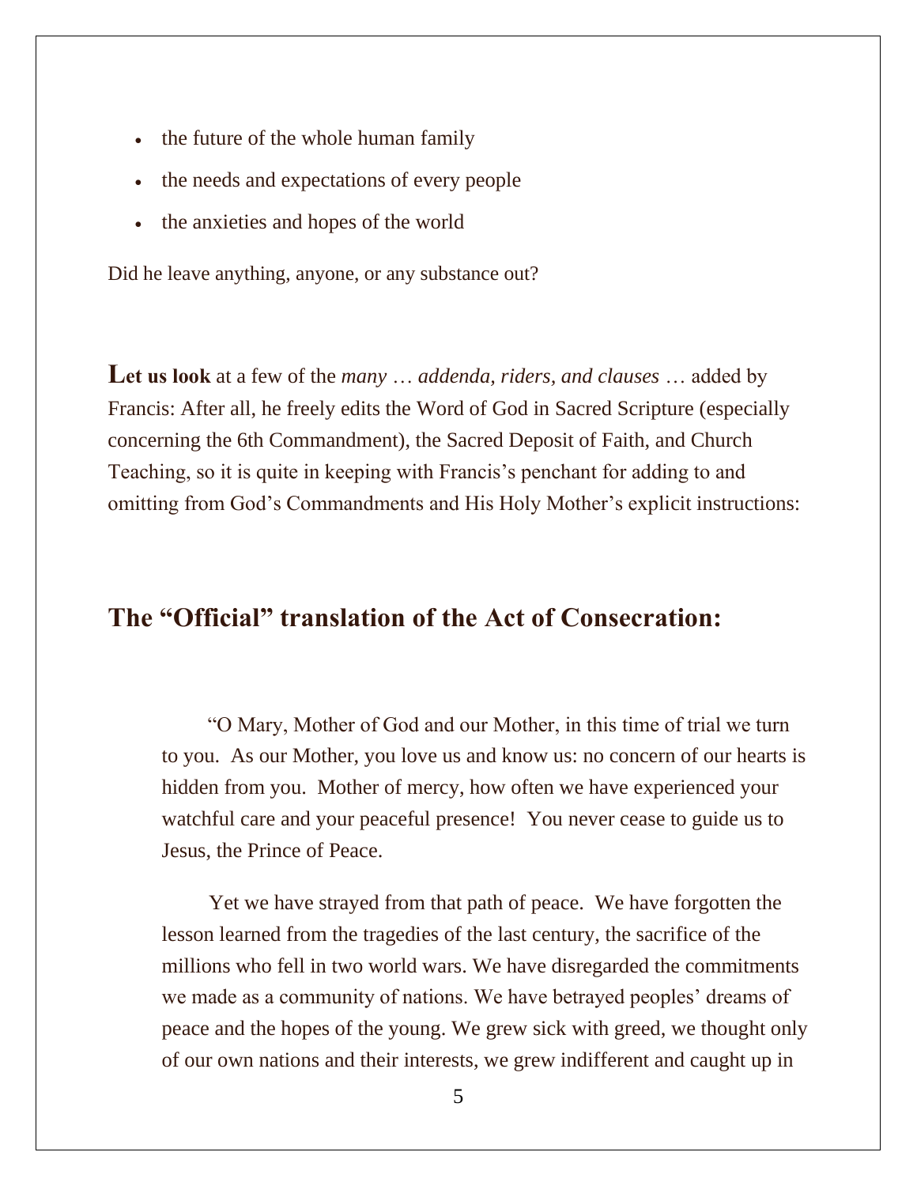- the future of the whole human family
- the needs and expectations of every people
- the anxieties and hopes of the world

Did he leave anything, anyone, or any substance out?

**Let us look** at a few of the *many … addenda, riders, and clauses …* added by Francis: After all, he freely edits the Word of God in Sacred Scripture (especially concerning the 6th Commandment), the Sacred Deposit of Faith, and Church Teaching, so it is quite in keeping with Francis's penchant for adding to and omitting from God's Commandments and His Holy Mother's explicit instructions:

## The "Official" translation of the Act of Consecration:

> "O Mary, Mother of God and our Mother, in this time of trial we turn to you. As our Mother, you love us and know us: no concern of our hearts is hidden from you. Mother of mercy, how often we have experienced your watchful care and your peaceful presence! You never cease to guide us to Jesus, the Prince of Peace.
>
> Yet we have strayed from that path of peace. We have forgotten the lesson learned from the tragedies of the last century, the sacrifice of the millions who fell in two world wars. We have disregarded the commitments we made as a community of nations. We have betrayed peoples' dreams of peace and the hopes of the young. We grew sick with greed, we thought only of our own nations and their interests, we grew indifferent and caught up in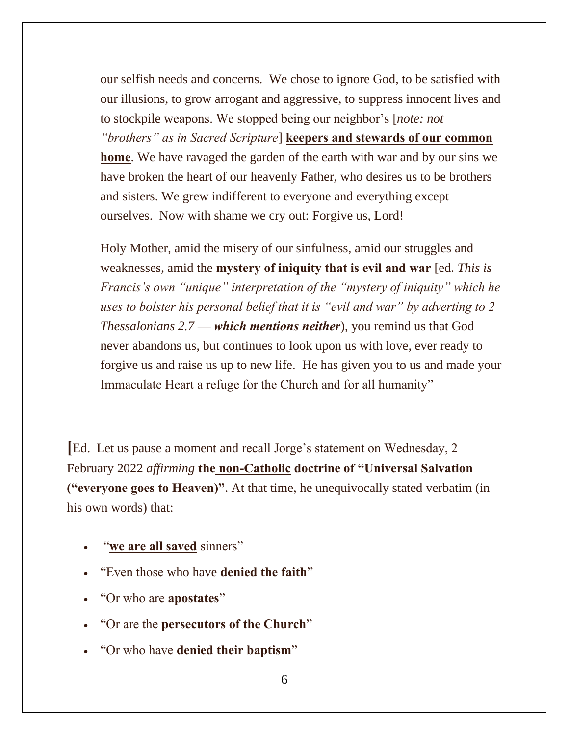our selfish needs and concerns. We chose to ignore God, to be satisfied with our illusions, to grow arrogant and aggressive, to suppress innocent lives and to stockpile weapons. We stopped being our neighbor's [*note: not "brothers" as in Sacred Scripture*] **keepers and stewards of our common home**. We have ravaged the garden of the earth with war and by our sins we have broken the heart of our heavenly Father, who desires us to be brothers and sisters. We grew indifferent to everyone and everything except ourselves. Now with shame we cry out: Forgive us, Lord!

Holy Mother, amid the misery of our sinfulness, amid our struggles and weaknesses, amid the **mystery of iniquity that is evil and war** [ed. *This is Francis's own "unique" interpretation of the "mystery of iniquity" which he uses to bolster his personal belief that it is "evil and war" by adverting to 2 Thessalonians 2.7 — **which mentions neither***), you remind us that God never abandons us, but continues to look upon us with love, ever ready to forgive us and raise us up to new life. He has given you to us and made your Immaculate Heart a refuge for the Church and for all humanity"

[Ed. Let us pause a moment and recall Jorge's statement on Wednesday, 2 February 2022 *affirming* **the non-Catholic doctrine of "Universal Salvation ("everyone goes to Heaven)"**. At that time, he unequivocally stated verbatim (in his own words) that:

- "**we are all saved** sinners"
- "Even those who have **denied the faith**"
- "Or who are **apostates**"
- "Or are the **persecutors of the Church**"
- "Or who have **denied their baptism**"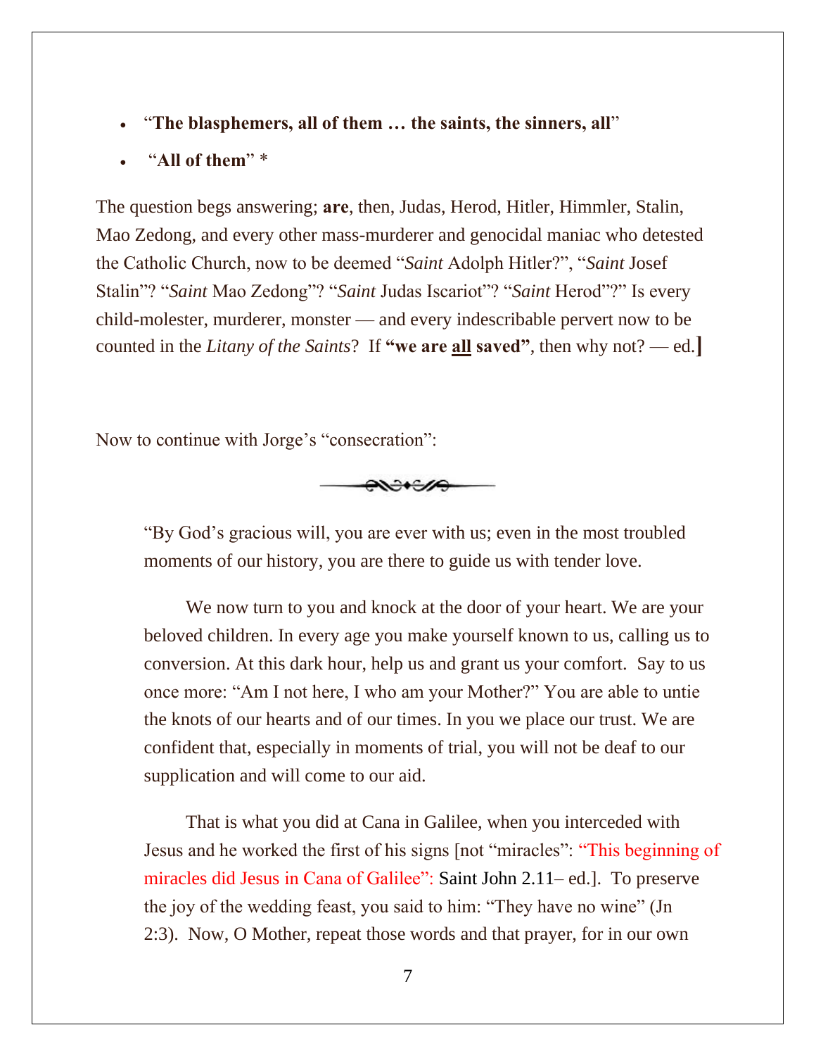- "**The blasphemers, all of them … the saints, the sinners, all**"
- "**All of them**" *

The question begs answering; **are**, then, Judas, Herod, Hitler, Himmler, Stalin, Mao Zedong, and every other mass-murderer and genocidal maniac who detested the Catholic Church, now to be deemed "*Saint* Adolph Hitler?", "*Saint* Josef Stalin"? "*Saint* Mao Zedong"? "*Saint* Judas Iscariot"? "*Saint* Herod"?" Is every child-molester, murderer, monster — and every indescribable pervert now to be counted in the *Litany of the Saints*? If **"we are <u>all</u> saved"**, then why not? — ed.**]**

Now to continue with Jorge's "consecration":

> "By God's gracious will, you are ever with us; even in the most troubled moments of our history, you are there to guide us with tender love.
>
> We now turn to you and knock at the door of your heart. We are your beloved children. In every age you make yourself known to us, calling us to conversion. At this dark hour, help us and grant us your comfort. Say to us once more: "Am I not here, I who am your Mother?" You are able to untie the knots of our hearts and of our times. In you we place our trust. We are confident that, especially in moments of trial, you will not be deaf to our supplication and will come to our aid.
>
> That is what you did at Cana in Galilee, when you interceded with Jesus and he worked the first of his signs [not "miracles": "This beginning of miracles did Jesus in Cana of Galilee": Saint John 2.11– ed.]. To preserve the joy of the wedding feast, you said to him: "They have no wine" (Jn 2:3). Now, O Mother, repeat those words and that prayer, for in our own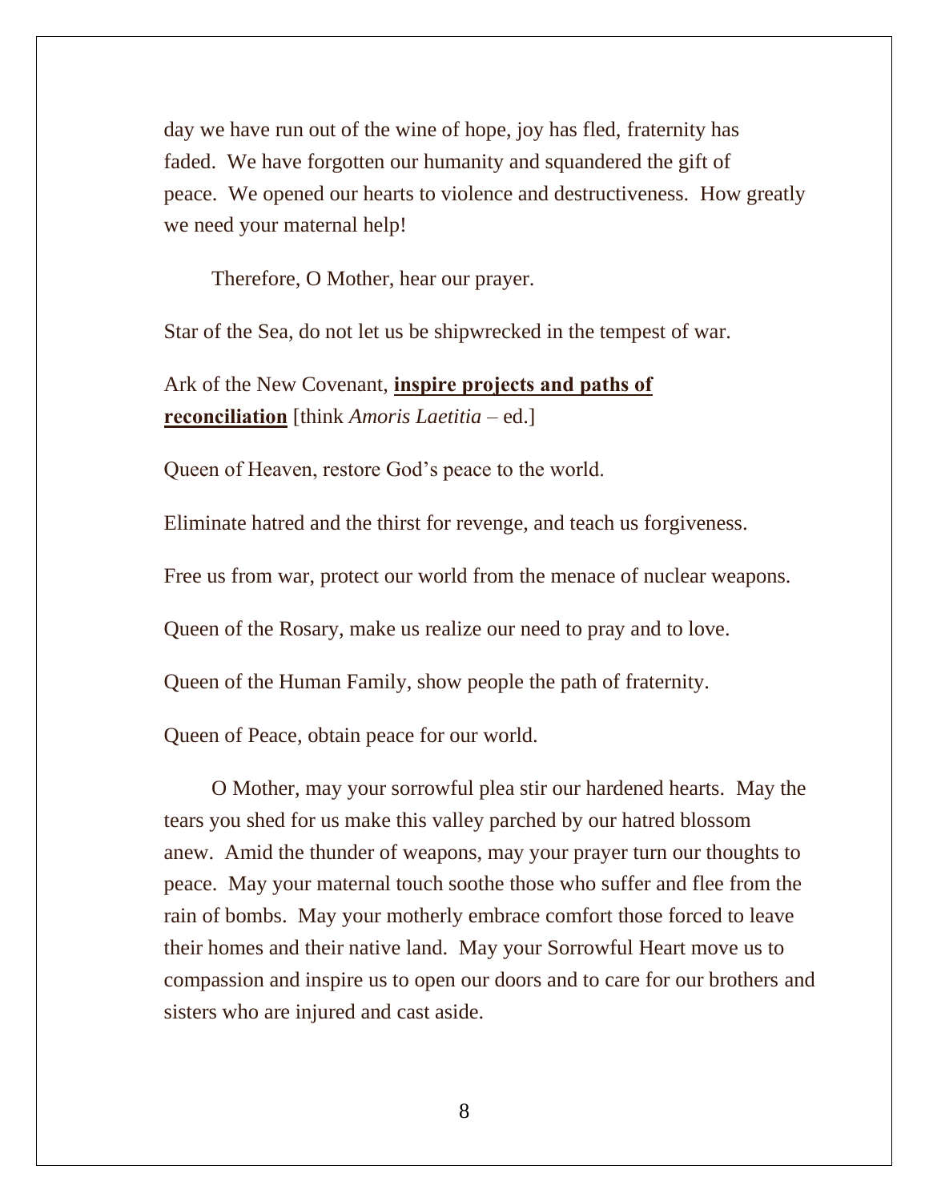day we have run out of the wine of hope, joy has fled, fraternity has faded. We have forgotten our humanity and squandered the gift of peace. We opened our hearts to violence and destructiveness. How greatly we need your maternal help!

Therefore, O Mother, hear our prayer.

Star of the Sea, do not let us be shipwrecked in the tempest of war.

Ark of the New Covenant, **inspire projects and paths of reconciliation** [think *Amoris Laetitia* – ed.]

Queen of Heaven, restore God's peace to the world.

Eliminate hatred and the thirst for revenge, and teach us forgiveness.

Free us from war, protect our world from the menace of nuclear weapons.

Queen of the Rosary, make us realize our need to pray and to love.

Queen of the Human Family, show people the path of fraternity.

Queen of Peace, obtain peace for our world.

O Mother, may your sorrowful plea stir our hardened hearts. May the tears you shed for us make this valley parched by our hatred blossom anew. Amid the thunder of weapons, may your prayer turn our thoughts to peace. May your maternal touch soothe those who suffer and flee from the rain of bombs. May your motherly embrace comfort those forced to leave their homes and their native land. May your Sorrowful Heart move us to compassion and inspire us to open our doors and to care for our brothers and sisters who are injured and cast aside.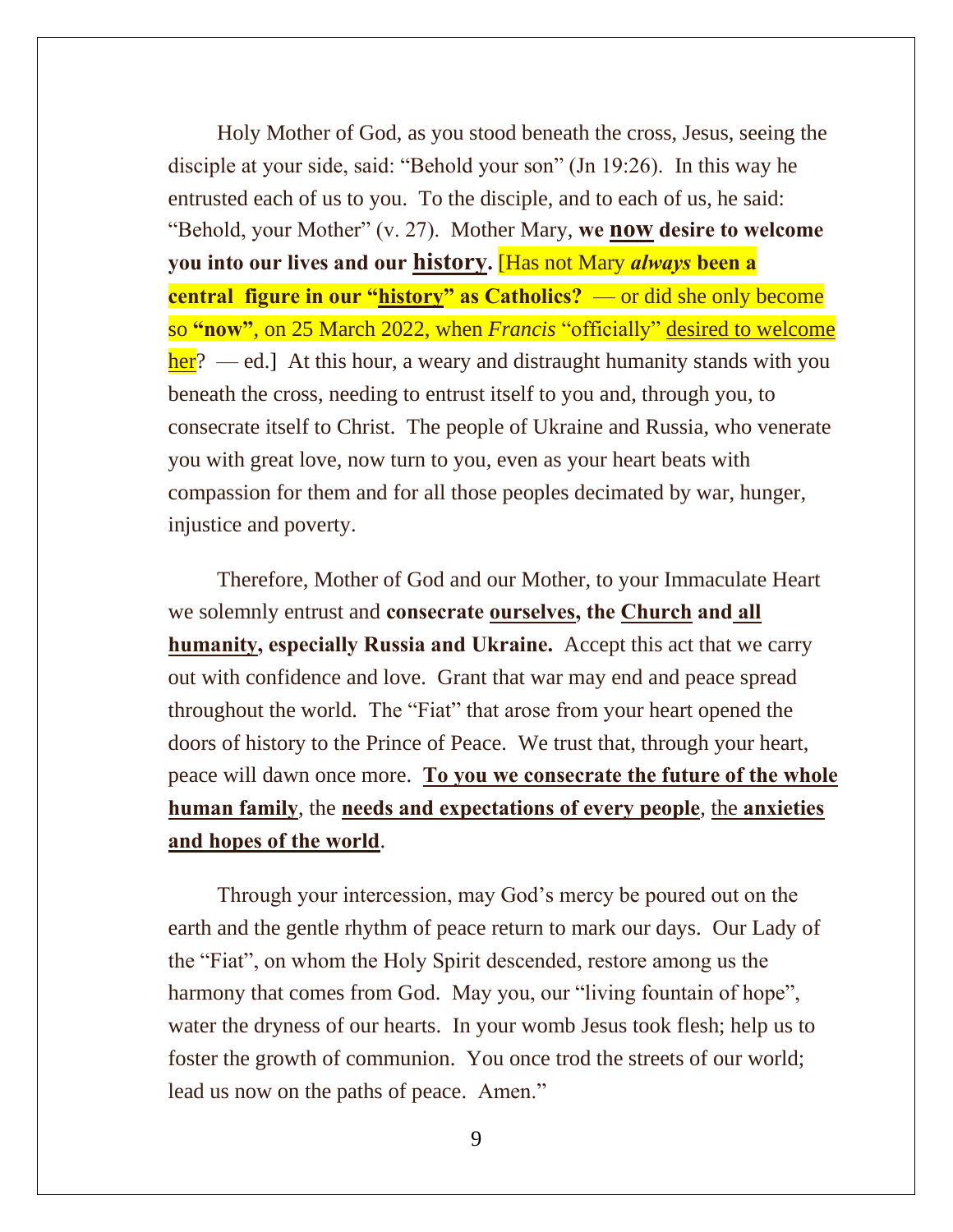Holy Mother of God, as you stood beneath the cross, Jesus, seeing the disciple at your side, said: "Behold your son" (Jn 19:26). In this way he entrusted each of us to you. To the disciple, and to each of us, he said: "Behold, your Mother" (v. 27). Mother Mary, **we <u>now</u> desire to welcome you into our lives and our <u>history</u>.** [Has not Mary ***always*** **been a central figure in our "<u>history</u>" as Catholics?** — or did she only become so **"now"**, on 25 March 2022, when *Francis* "officially" <u>desired to welcome her</u>? — ed.] At this hour, a weary and distraught humanity stands with you beneath the cross, needing to entrust itself to you and, through you, to consecrate itself to Christ. The people of Ukraine and Russia, who venerate you with great love, now turn to you, even as your heart beats with compassion for them and for all those peoples decimated by war, hunger, injustice and poverty.

Therefore, Mother of God and our Mother, to your Immaculate Heart we solemnly entrust and **consecrate <u>ourselves</u>, the <u>Church</u> and <u>all humanity</u>, especially Russia and Ukraine.** Accept this act that we carry out with confidence and love. Grant that war may end and peace spread throughout the world. The "Fiat" that arose from your heart opened the doors of history to the Prince of Peace. We trust that, through your heart, peace will dawn once more. **<u>To you we consecrate the future of the whole human family</u>**, the **<u>needs and expectations of every people</u>**, <u>the **anxieties and hopes of the world**</u>.

Through your intercession, may God's mercy be poured out on the earth and the gentle rhythm of peace return to mark our days. Our Lady of the "Fiat", on whom the Holy Spirit descended, restore among us the harmony that comes from God. May you, our "living fountain of hope", water the dryness of our hearts. In your womb Jesus took flesh; help us to foster the growth of communion. You once trod the streets of our world; lead us now on the paths of peace. Amen."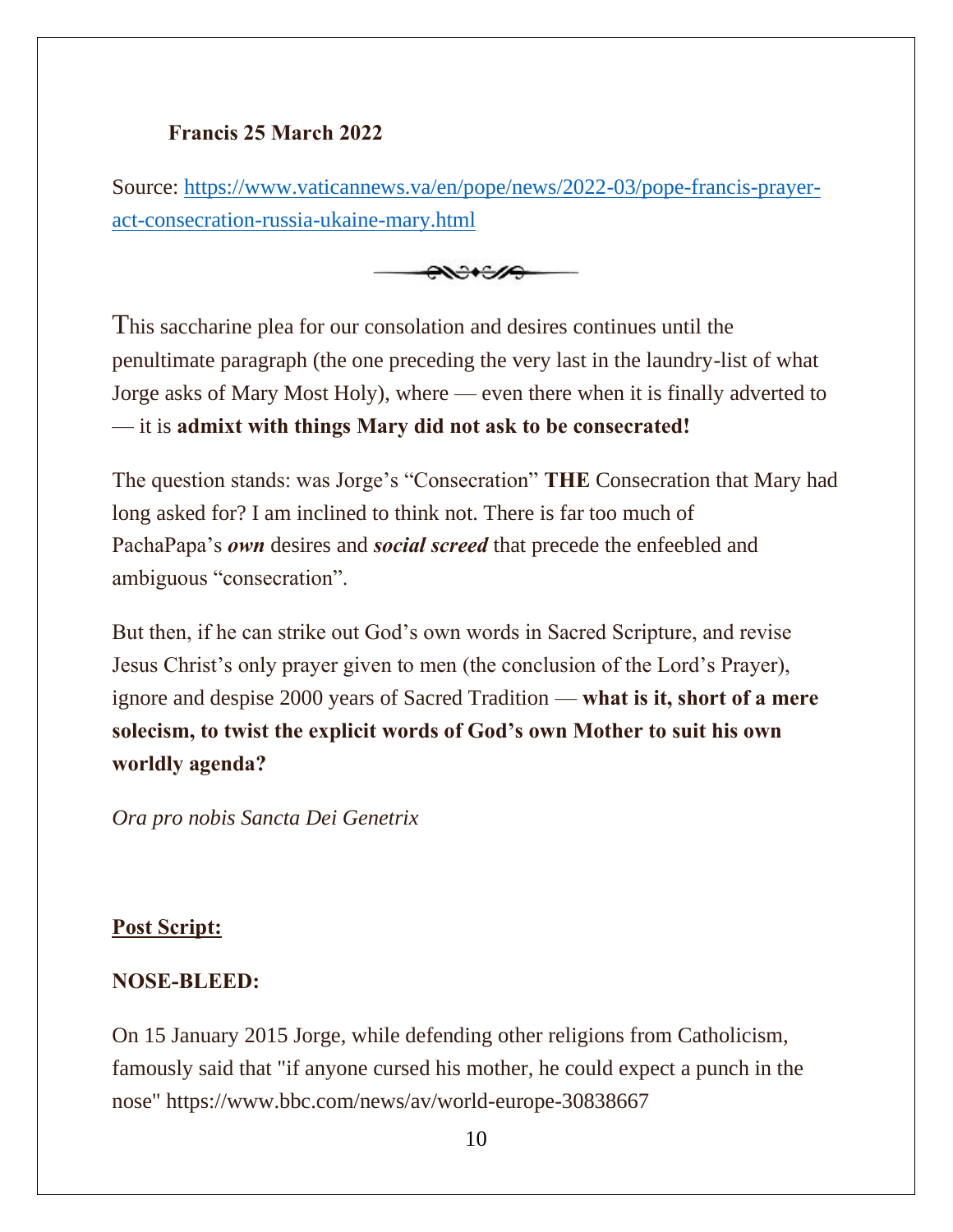**Francis 25 March 2022**

Source: [https://www.vaticannews.va/en/pope/news/2022-03/pope-francis-prayer-act-consecration-russia-ukaine-mary.html](https://www.vaticannews.va/en/pope/news/2022-03/pope-francis-prayer-act-consecration-russia-ukaine-mary.html)

---

This saccharine plea for our consolation and desires continues until the penultimate paragraph (the one preceding the very last in the laundry-list of what Jorge asks of Mary Most Holy), where — even there when it is finally adverted to — it is **admixt with things Mary did not ask to be consecrated!**

The question stands: was Jorge's "Consecration" **THE** Consecration that Mary had long asked for? I am inclined to think not. There is far too much of PachaPapa's ***own*** desires and ***social screed*** that precede the enfeebled and ambiguous "consecration".

But then, if he can strike out God's own words in Sacred Scripture, and revise Jesus Christ's only prayer given to men (the conclusion of the Lord's Prayer), ignore and despise 2000 years of Sacred Tradition — **what is it, short of a mere solecism, to twist the explicit words of God's own Mother to suit his own worldly agenda?**

*Ora pro nobis Sancta Dei Genetrix*

**Post Script:**

**NOSE-BLEED:**

On 15 January 2015 Jorge, while defending other religions from Catholicism, famously said that "if anyone cursed his mother, he could expect a punch in the nose" https://www.bbc.com/news/av/world-europe-30838667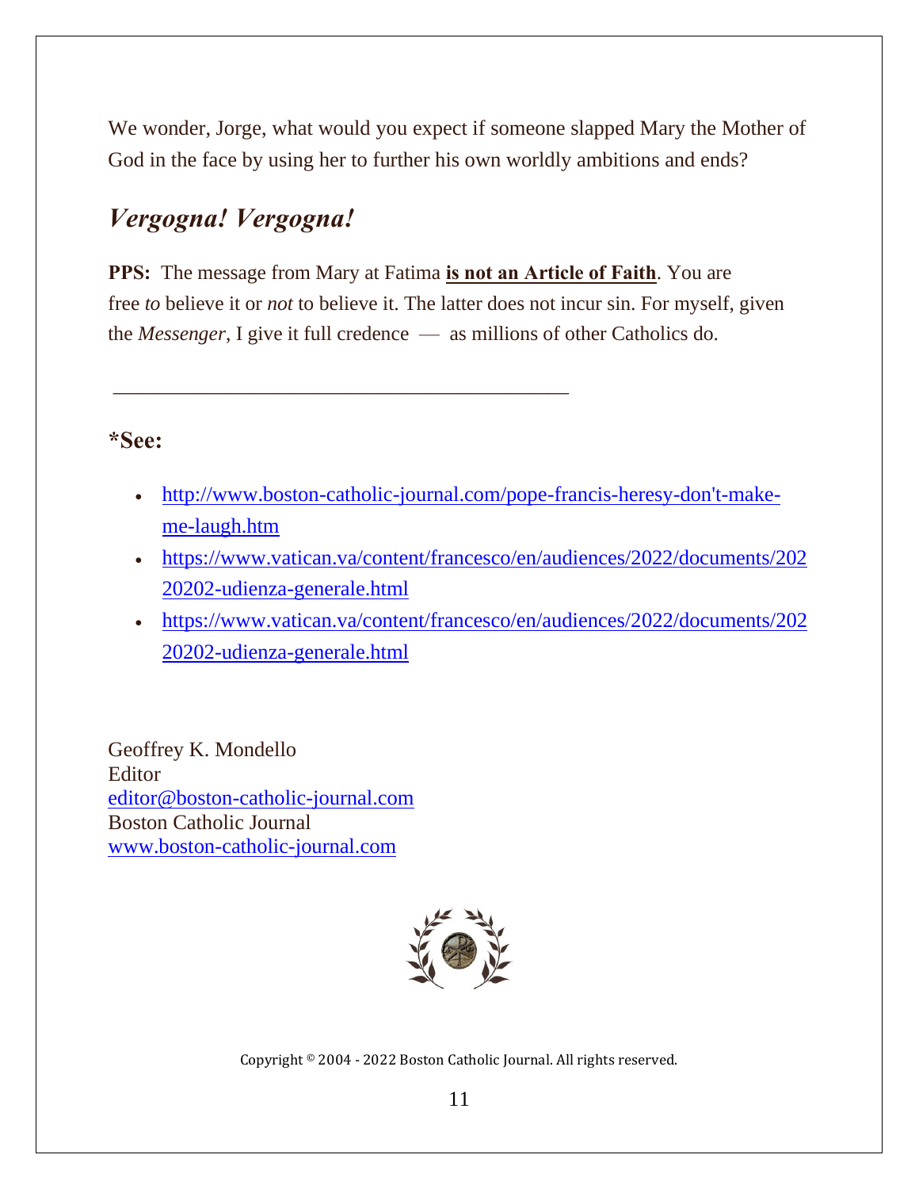We wonder, Jorge, what would you expect if someone slapped Mary the Mother of God in the face by using her to further his own worldly ambitions and ends?

## *Vergogna! Vergogna!*

**PPS:** The message from Mary at Fatima **is not an Article of Faith**. You are free *to* believe it or *not* to believe it. The latter does not incur sin. For myself, given the *Messenger*, I give it full credence — as millions of other Catholics do.

---

**\*See:**

- [http://www.boston-catholic-journal.com/pope-francis-heresy-don't-make-me-laugh.htm](http://www.boston-catholic-journal.com/pope-francis-heresy-don't-make-me-laugh.htm)
- [https://www.vatican.va/content/francesco/en/audiences/2022/documents/20220202-udienza-generale.html](https://www.vatican.va/content/francesco/en/audiences/2022/documents/20220202-udienza-generale.html)
- [https://www.vatican.va/content/francesco/en/audiences/2022/documents/20220202-udienza-generale.html](https://www.vatican.va/content/francesco/en/audiences/2022/documents/20220202-udienza-generale.html)

Geoffrey K. Mondello
Editor
[editor@boston-catholic-journal.com](mailto:editor@boston-catholic-journal.com)
Boston Catholic Journal
[www.boston-catholic-journal.com](http://www.boston-catholic-journal.com)

Copyright © 2004 - 2022 Boston Catholic Journal. All rights reserved.